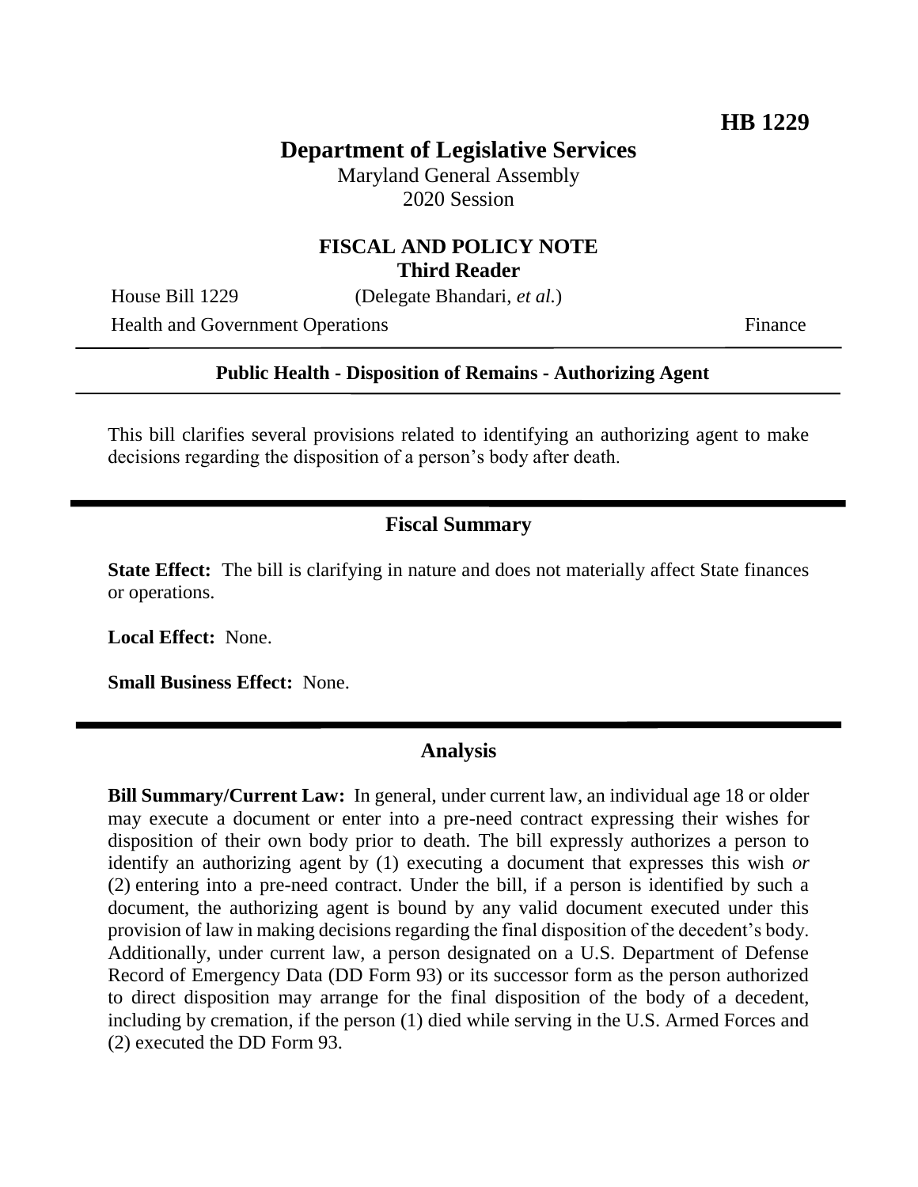**HB 1229**

# Department of Legislative Services

Maryland General Assembly
2020 Session

## FISCAL AND POLICY NOTE
**Third Reader**

House Bill 1229 (Delegate Bhandari, *et al.*)

Health and Government Operations Finance

**Public Health - Disposition of Remains - Authorizing Agent**

This bill clarifies several provisions related to identifying an authorizing agent to make decisions regarding the disposition of a person's body after death.

## Fiscal Summary

**State Effect:** The bill is clarifying in nature and does not materially affect State finances or operations.

**Local Effect:** None.

**Small Business Effect:** None.

## Analysis

**Bill Summary/Current Law:** In general, under current law, an individual age 18 or older may execute a document or enter into a pre-need contract expressing their wishes for disposition of their own body prior to death. The bill expressly authorizes a person to identify an authorizing agent by (1) executing a document that expresses this wish *or* (2) entering into a pre-need contract. Under the bill, if a person is identified by such a document, the authorizing agent is bound by any valid document executed under this provision of law in making decisions regarding the final disposition of the decedent's body. Additionally, under current law, a person designated on a U.S. Department of Defense Record of Emergency Data (DD Form 93) or its successor form as the person authorized to direct disposition may arrange for the final disposition of the body of a decedent, including by cremation, if the person (1) died while serving in the U.S. Armed Forces and (2) executed the DD Form 93.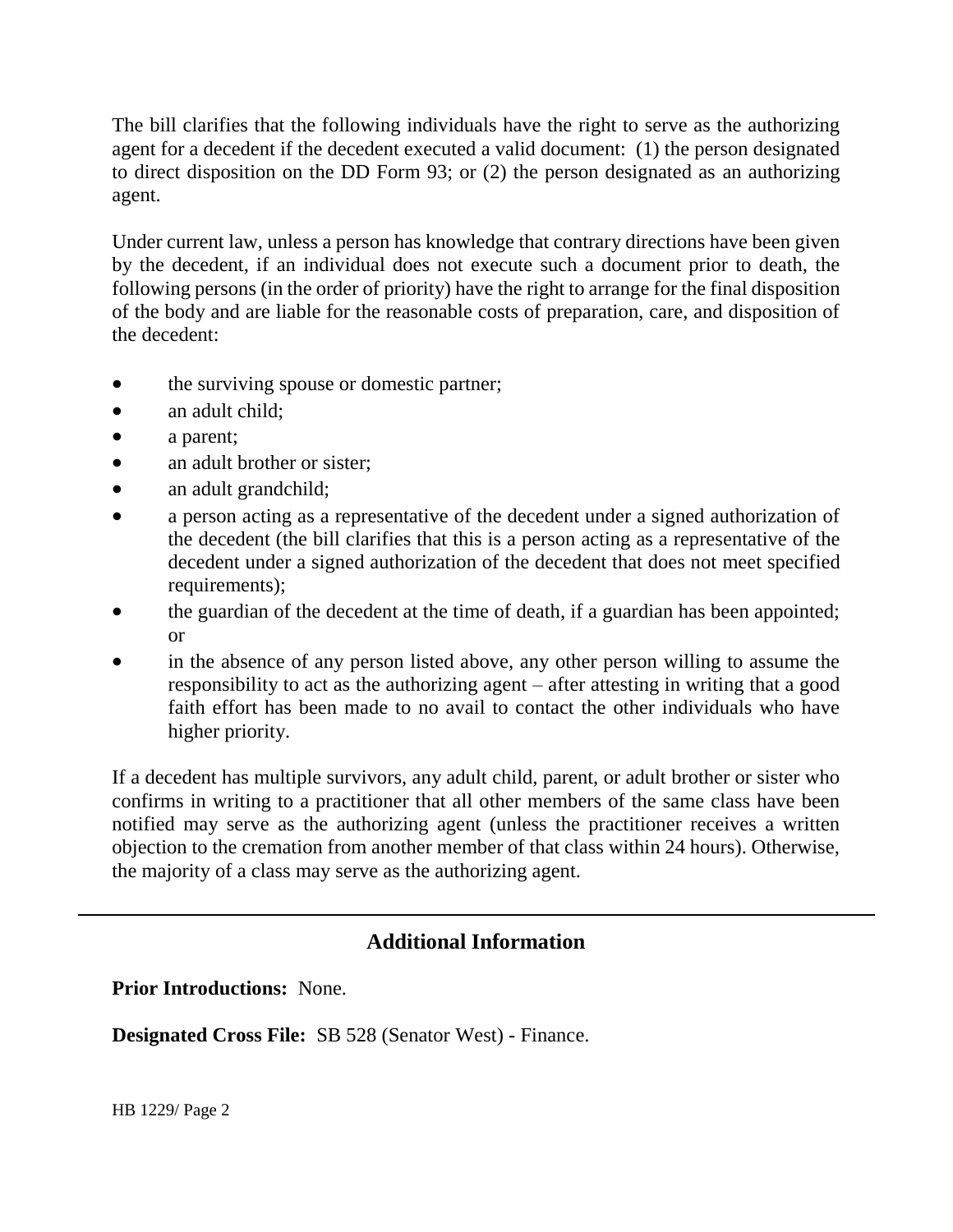The bill clarifies that the following individuals have the right to serve as the authorizing agent for a decedent if the decedent executed a valid document: (1) the person designated to direct disposition on the DD Form 93; or (2) the person designated as an authorizing agent.

Under current law, unless a person has knowledge that contrary directions have been given by the decedent, if an individual does not execute such a document prior to death, the following persons (in the order of priority) have the right to arrange for the final disposition of the body and are liable for the reasonable costs of preparation, care, and disposition of the decedent:

- the surviving spouse or domestic partner;
- an adult child;
- a parent;
- an adult brother or sister;
- an adult grandchild;
- a person acting as a representative of the decedent under a signed authorization of the decedent (the bill clarifies that this is a person acting as a representative of the decedent under a signed authorization of the decedent that does not meet specified requirements);
- the guardian of the decedent at the time of death, if a guardian has been appointed; or
- in the absence of any person listed above, any other person willing to assume the responsibility to act as the authorizing agent – after attesting in writing that a good faith effort has been made to no avail to contact the other individuals who have higher priority.

If a decedent has multiple survivors, any adult child, parent, or adult brother or sister who confirms in writing to a practitioner that all other members of the same class have been notified may serve as the authorizing agent (unless the practitioner receives a written objection to the cremation from another member of that class within 24 hours). Otherwise, the majority of a class may serve as the authorizing agent.

---

## Additional Information

**Prior Introductions:** None.

**Designated Cross File:** SB 528 (Senator West) - Finance.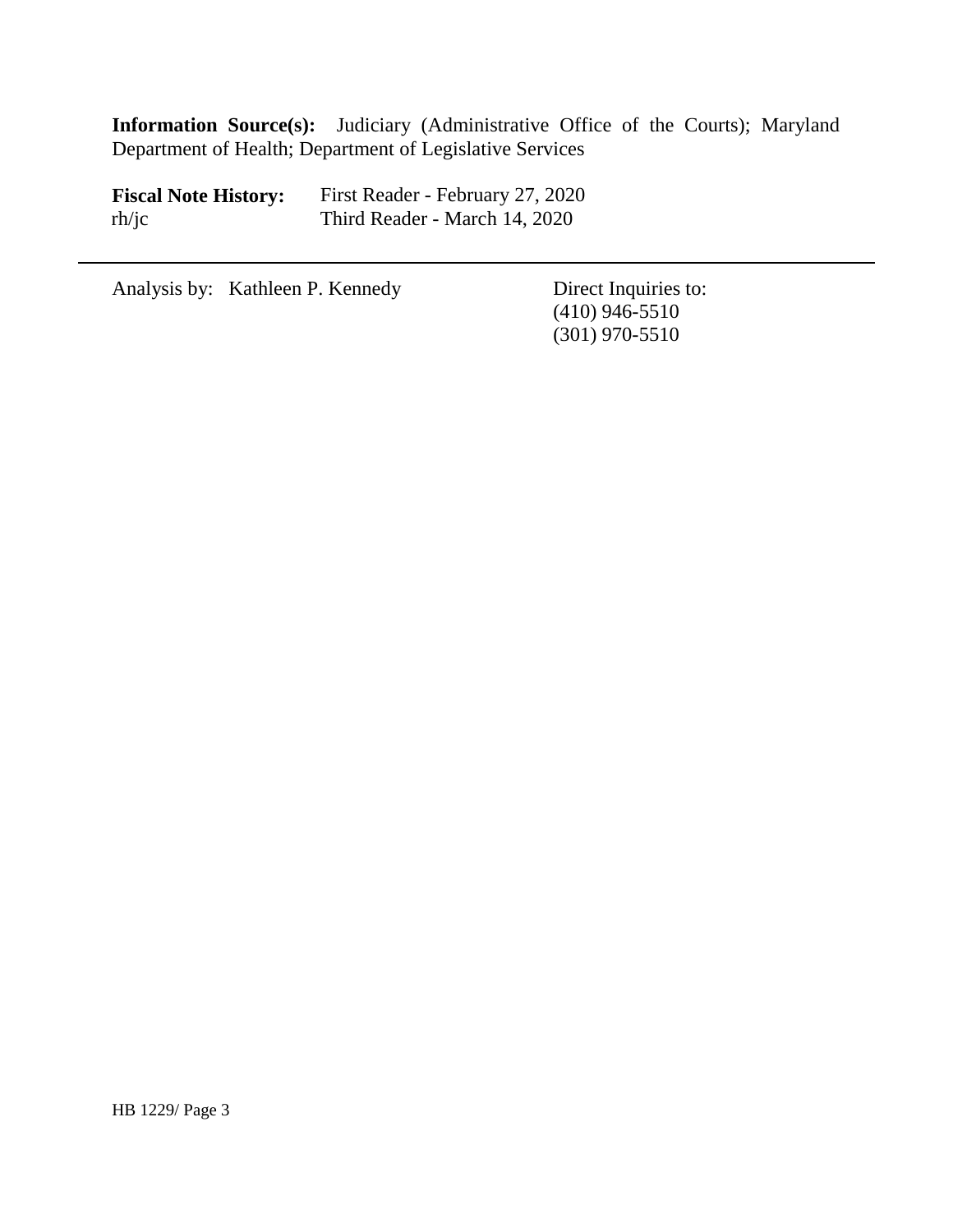**Information Source(s):** Judiciary (Administrative Office of the Courts); Maryland Department of Health; Department of Legislative Services

**Fiscal Note History:** First Reader - February 27, 2020
rh/jc Third Reader - March 14, 2020

---

Analysis by: Kathleen P. Kennedy

Direct Inquiries to:
(410) 946-5510
(301) 970-5510